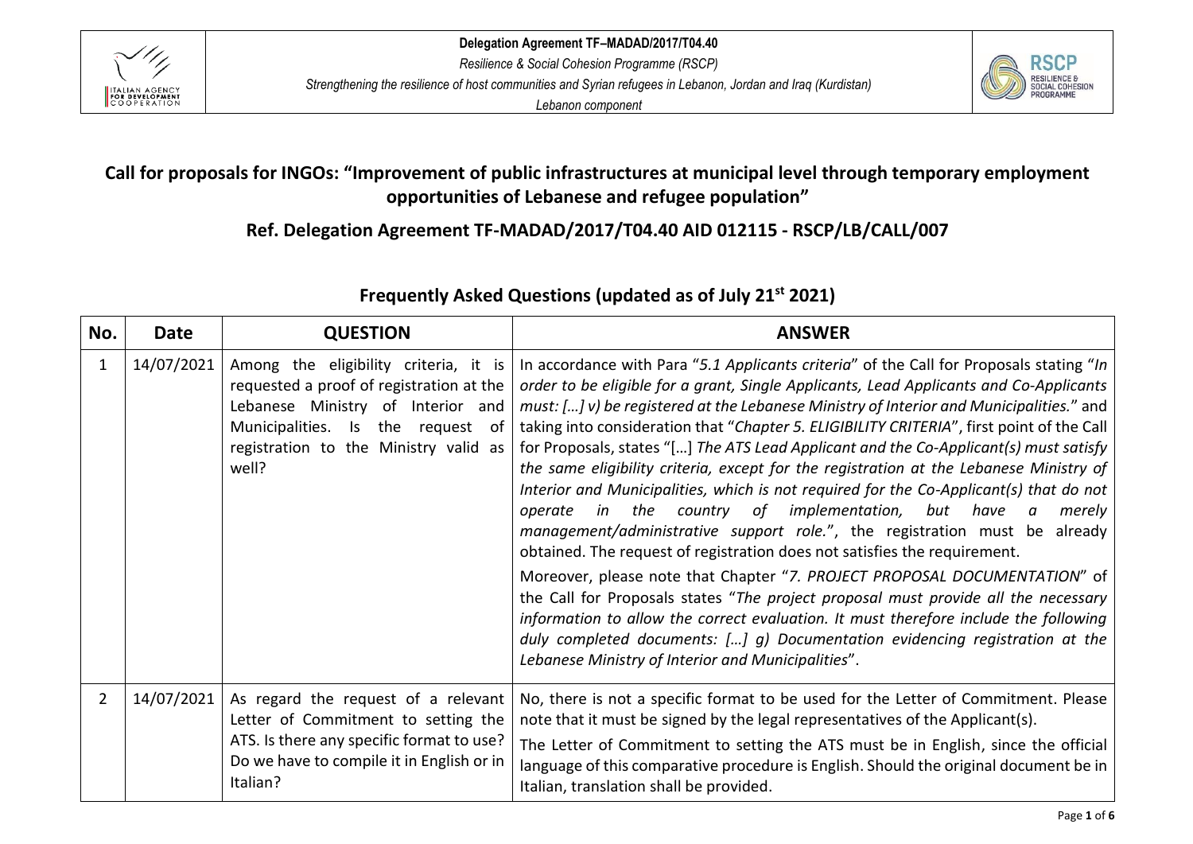## Call for proposals for INGOs: "Improvement of public infrastructures at municipal level through temporary employment opportunities of Lebanese and refugee population"

## Ref. Delegation Agreement TF-MADAD/2017/T04.40 AID 012115 - RSCP/LB/CALL/007

### Frequently Asked Questions (updated as of July 21st 2021)

| No. | Date | QUESTION | ANSWER |
|---|---|---|---|
| 1 | 14/07/2021 | Among the eligibility criteria, it is requested a proof of registration at the Lebanese Ministry of Interior and Municipalities. Is the request of registration to the Ministry valid as well? | In accordance with Para "*5.1 Applicants criteria*" of the Call for Proposals stating "*In order to be eligible for a grant, Single Applicants, Lead Applicants and Co-Applicants must: […] v) be registered at the Lebanese Ministry of Interior and Municipalities.*" and taking into consideration that "*Chapter 5. ELIGIBILITY CRITERIA*", first point of the Call for Proposals, states "[…] *The ATS Lead Applicant and the Co-Applicant(s) must satisfy the same eligibility criteria, except for the registration at the Lebanese Ministry of Interior and Municipalities, which is not required for the Co-Applicant(s) that do not operate in the country of implementation, but have a merely management/administrative support role.*", the registration must be already obtained. The request of registration does not satisfies the requirement.<br><br>Moreover, please note that Chapter "*7. PROJECT PROPOSAL DOCUMENTATION*" of the Call for Proposals states "*The project proposal must provide all the necessary information to allow the correct evaluation. It must therefore include the following duly completed documents: […] g) Documentation evidencing registration at the Lebanese Ministry of Interior and Municipalities*". |
| 2 | 14/07/2021 | As regard the request of a relevant Letter of Commitment to setting the ATS. Is there any specific format to use? Do we have to compile it in English or in Italian? | No, there is not a specific format to be used for the Letter of Commitment. Please note that it must be signed by the legal representatives of the Applicant(s).<br><br>The Letter of Commitment to setting the ATS must be in English, since the official language of this comparative procedure is English. Should the original document be in Italian, translation shall be provided. |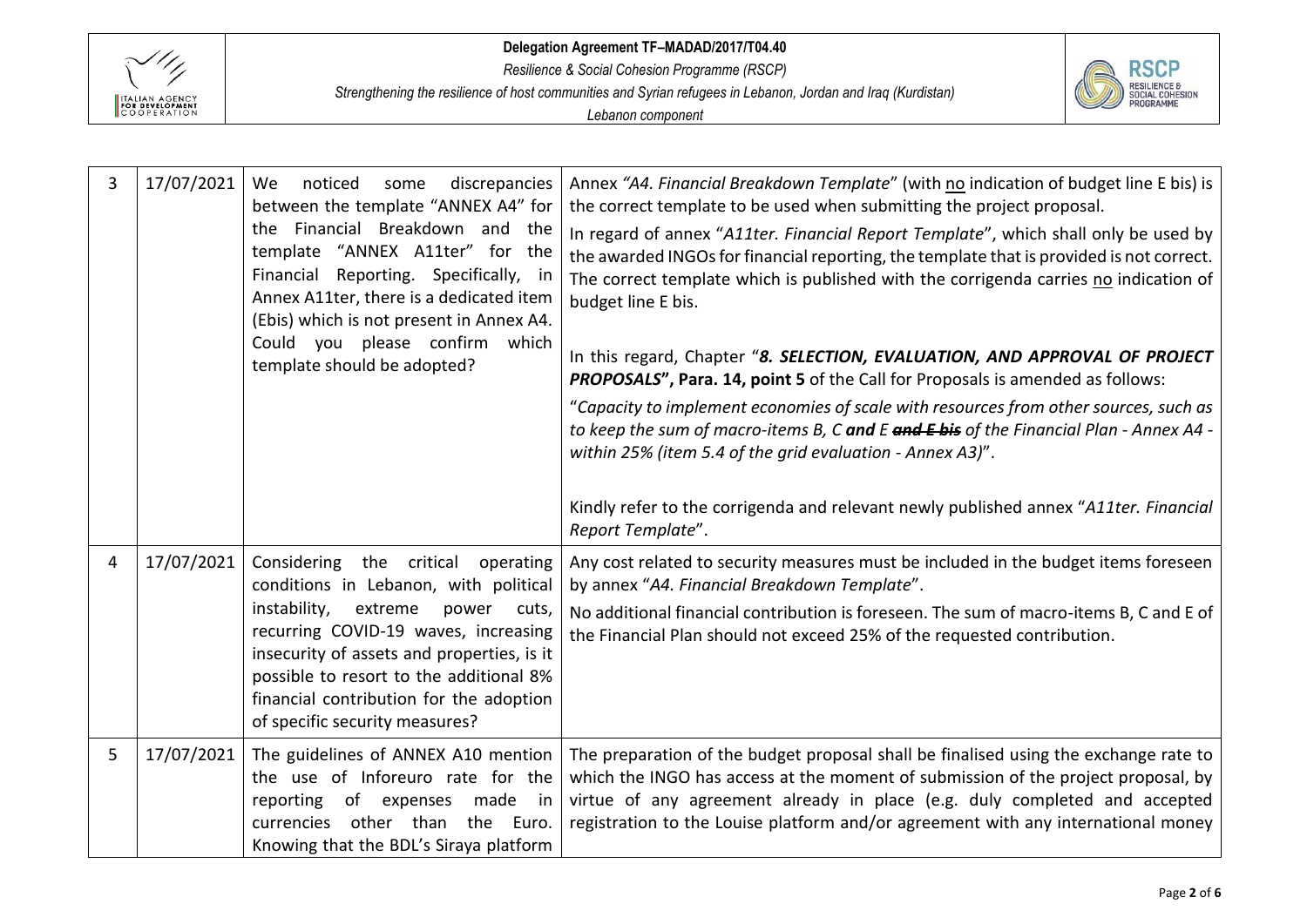| 3 | 17/07/2021 | We noticed some discrepancies between the template "ANNEX A4" for the Financial Breakdown and the template "ANNEX A11ter" for the Financial Reporting. Specifically, in Annex A11ter, there is a dedicated item (Ebis) which is not present in Annex A4. Could you please confirm which template should be adopted? | Annex *"A4. Financial Breakdown Template"* (with <u>no</u> indication of budget line E bis) is the correct template to be used when submitting the project proposal.<br>In regard of annex "*A11ter. Financial Report Template*", which shall only be used by the awarded INGOs for financial reporting, the template that is provided is not correct. The correct template which is published with the corrigenda carries <u>no</u> indication of budget line E bis.<br><br>In this regard, Chapter "***8. SELECTION, EVALUATION, AND APPROVAL OF PROJECT PROPOSALS*", Para. 14, point 5** of the Call for Proposals is amended as follows:<br>"*Capacity to implement economies of scale with resources from other sources, such as to keep the sum of macro-items B, C **and** E ~~**and E bis**~~ of the Financial Plan - Annex A4 - within 25% (item 5.4 of the grid evaluation - Annex A3)*".<br><br>Kindly refer to the corrigenda and relevant newly published annex "*A11ter. Financial Report Template*". |
|---|---|---|---|
| 4 | 17/07/2021 | Considering the critical operating conditions in Lebanon, with political instability, extreme power cuts, recurring COVID-19 waves, increasing insecurity of assets and properties, is it possible to resort to the additional 8% financial contribution for the adoption of specific security measures? | Any cost related to security measures must be included in the budget items foreseen by annex "*A4. Financial Breakdown Template*".<br>No additional financial contribution is foreseen. The sum of macro-items B, C and E of the Financial Plan should not exceed 25% of the requested contribution. |
| 5 | 17/07/2021 | The guidelines of ANNEX A10 mention the use of Inforeuro rate for the reporting of expenses made in currencies other than the Euro. Knowing that the BDL's Siraya platform | The preparation of the budget proposal shall be finalised using the exchange rate to which the INGO has access at the moment of submission of the project proposal, by virtue of any agreement already in place (e.g. duly completed and accepted registration to the Louise platform and/or agreement with any international money |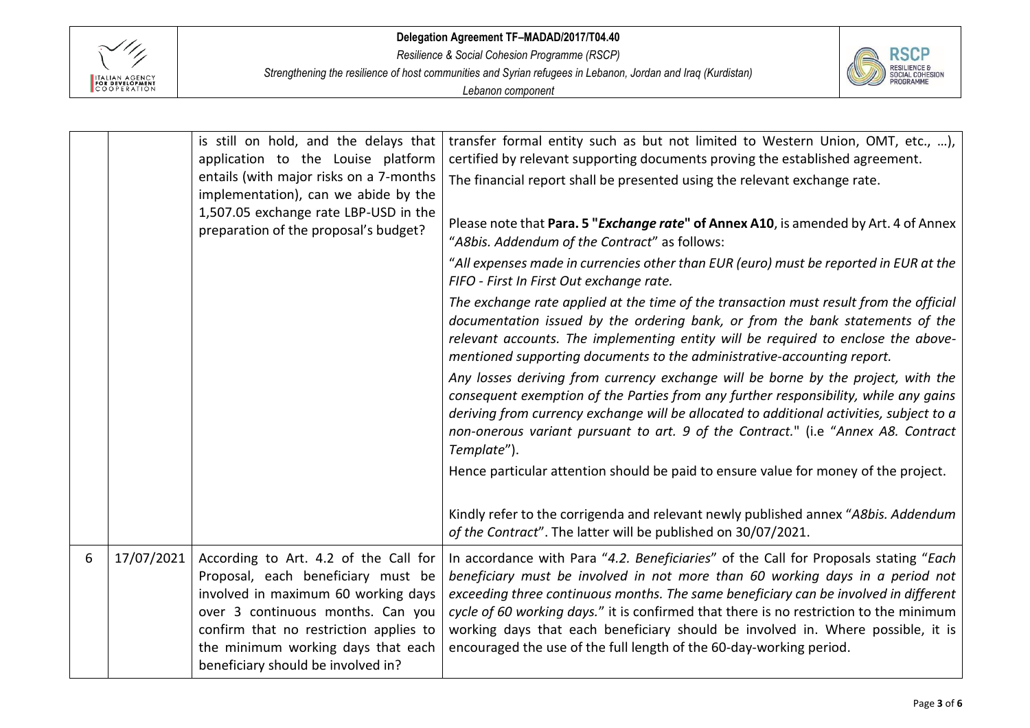| | | | |
|---|---|---|---|
| | | is still on hold, and the delays that application to the Louise platform entails (with major risks on a 7-months implementation), can we abide by the 1,507.05 exchange rate LBP-USD in the preparation of the proposal's budget? | transfer formal entity such as but not limited to Western Union, OMT, etc., …), certified by relevant supporting documents proving the established agreement.<br>The financial report shall be presented using the relevant exchange rate.<br><br>Please note that **Para. 5 "*Exchange rate*" of Annex A10**, is amended by Art. 4 of Annex "*A8bis. Addendum of the Contract*" as follows:<br>"*All expenses made in currencies other than EUR (euro) must be reported in EUR at the FIFO - First In First Out exchange rate.*<br>*The exchange rate applied at the time of the transaction must result from the official documentation issued by the ordering bank, or from the bank statements of the relevant accounts. The implementing entity will be required to enclose the above-mentioned supporting documents to the administrative-accounting report.*<br>*Any losses deriving from currency exchange will be borne by the project, with the consequent exemption of the Parties from any further responsibility, while any gains deriving from currency exchange will be allocated to additional activities, subject to a non-onerous variant pursuant to art. 9 of the Contract.*" (i.e "*Annex A8. Contract Template*").<br>Hence particular attention should be paid to ensure value for money of the project.<br><br>Kindly refer to the corrigenda and relevant newly published annex "*A8bis. Addendum of the Contract*". The latter will be published on 30/07/2021. |
| 6 | 17/07/2021 | According to Art. 4.2 of the Call for Proposal, each beneficiary must be involved in maximum 60 working days over 3 continuous months. Can you confirm that no restriction applies to the minimum working days that each beneficiary should be involved in? | In accordance with Para "*4.2. Beneficiaries*" of the Call for Proposals stating "*Each beneficiary must be involved in not more than 60 working days in a period not exceeding three continuous months. The same beneficiary can be involved in different cycle of 60 working days.*" it is confirmed that there is no restriction to the minimum working days that each beneficiary should be involved in. Where possible, it is encouraged the use of the full length of the 60-day-working period. |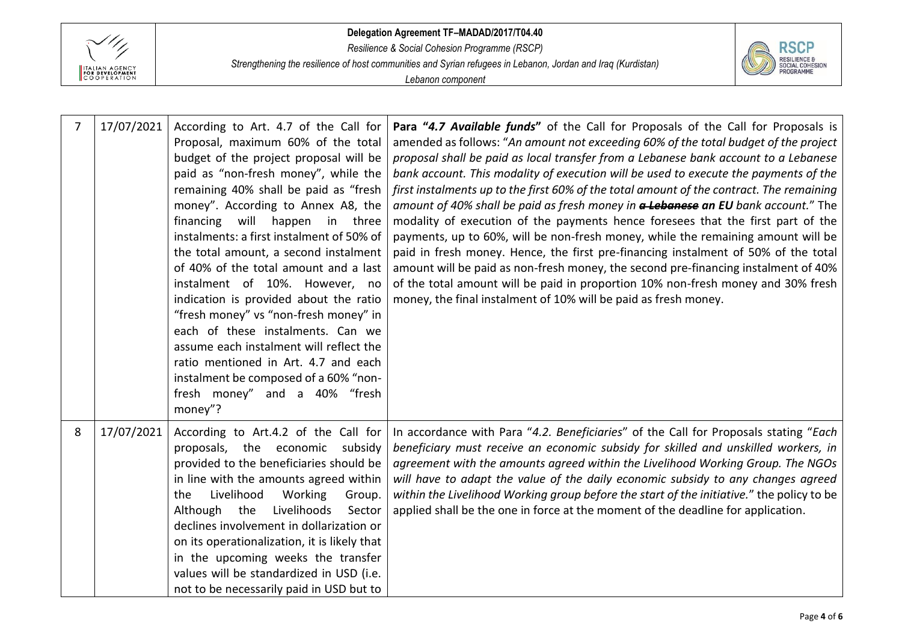| 7 | 17/07/2021 | According to Art. 4.7 of the Call for Proposal, maximum 60% of the total budget of the project proposal will be paid as "non-fresh money", while the remaining 40% shall be paid as "fresh money". According to Annex A8, the financing will happen in three instalments: a first instalment of 50% of the total amount, a second instalment of 40% of the total amount and a last instalment of 10%. However, no indication is provided about the ratio "fresh money" vs "non-fresh money" in each of these instalments. Can we assume each instalment will reflect the ratio mentioned in Art. 4.7 and each instalment be composed of a 60% "non-fresh money" and a 40% "fresh money"? | **Para "*4.7 Available funds*"** of the Call for Proposals of the Call for Proposals is amended as follows: "*An amount not exceeding 60% of the total budget of the project proposal shall be paid as local transfer from a Lebanese bank account to a Lebanese bank account. This modality of execution will be used to execute the payments of the first instalments up to the first 60% of the total amount of the contract. The remaining amount of 40% shall be paid as fresh money in* ***~~a Lebanese~~ an EU*** *bank account.*" The modality of execution of the payments hence foresees that the first part of the payments, up to 60%, will be non-fresh money, while the remaining amount will be paid in fresh money. Hence, the first pre-financing instalment of 50% of the total amount will be paid as non-fresh money, the second pre-financing instalment of 40% of the total amount will be paid in proportion 10% non-fresh money and 30% fresh money, the final instalment of 10% will be paid as fresh money. |
|---|---|---|---|
| 8 | 17/07/2021 | According to Art.4.2 of the Call for proposals, the economic subsidy provided to the beneficiaries should be in line with the amounts agreed within the Livelihood Working Group. Although the Livelihoods Sector declines involvement in dollarization or on its operationalization, it is likely that in the upcoming weeks the transfer values will be standardized in USD (i.e. not to be necessarily paid in USD but to | In accordance with Para "*4.2. Beneficiaries*" of the Call for Proposals stating "*Each beneficiary must receive an economic subsidy for skilled and unskilled workers, in agreement with the amounts agreed within the Livelihood Working Group. The NGOs will have to adapt the value of the daily economic subsidy to any changes agreed within the Livelihood Working group before the start of the initiative.*" the policy to be applied shall be the one in force at the moment of the deadline for application. |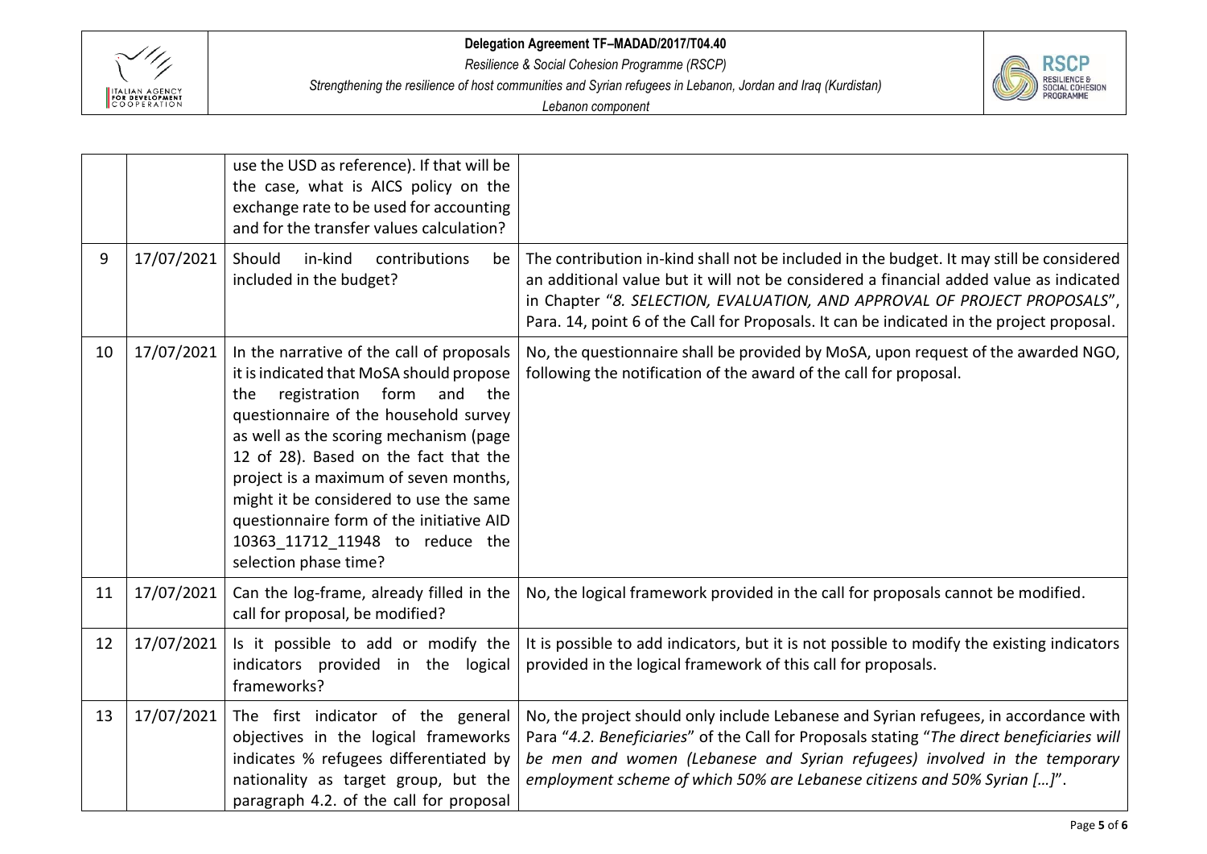| | | | |
|---|---|---|---|
| | | use the USD as reference). If that will be the case, what is AICS policy on the exchange rate to be used for accounting and for the transfer values calculation? | |
| 9 | 17/07/2021 | Should in-kind contributions be included in the budget? | The contribution in-kind shall not be included in the budget. It may still be considered an additional value but it will not be considered a financial added value as indicated in Chapter "*8. SELECTION, EVALUATION, AND APPROVAL OF PROJECT PROPOSALS*", Para. 14, point 6 of the Call for Proposals. It can be indicated in the project proposal. |
| 10 | 17/07/2021 | In the narrative of the call of proposals it is indicated that MoSA should propose the registration form and the questionnaire of the household survey as well as the scoring mechanism (page 12 of 28). Based on the fact that the project is a maximum of seven months, might it be considered to use the same questionnaire form of the initiative AID 10363_11712_11948 to reduce the selection phase time? | No, the questionnaire shall be provided by MoSA, upon request of the awarded NGO, following the notification of the award of the call for proposal. |
| 11 | 17/07/2021 | Can the log-frame, already filled in the call for proposal, be modified? | No, the logical framework provided in the call for proposals cannot be modified. |
| 12 | 17/07/2021 | Is it possible to add or modify the indicators provided in the logical frameworks? | It is possible to add indicators, but it is not possible to modify the existing indicators provided in the logical framework of this call for proposals. |
| 13 | 17/07/2021 | The first indicator of the general objectives in the logical frameworks indicates % refugees differentiated by nationality as target group, but the paragraph 4.2. of the call for proposal | No, the project should only include Lebanese and Syrian refugees, in accordance with Para "*4.2. Beneficiaries*" of the Call for Proposals stating "*The direct beneficiaries will be men and women (Lebanese and Syrian refugees) involved in the temporary employment scheme of which 50% are Lebanese citizens and 50% Syrian […]*". |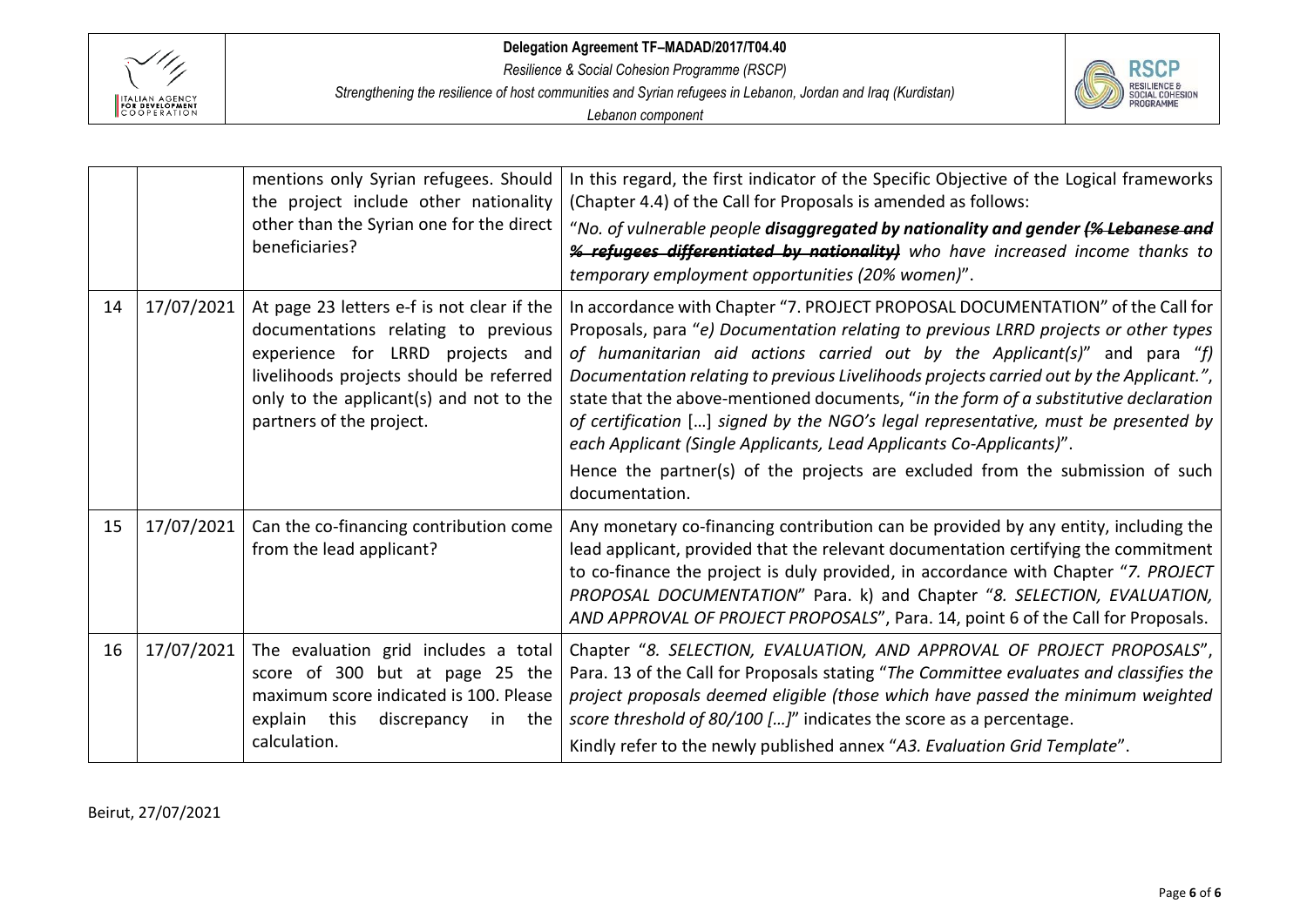| | | | |
|---|---|---|---|
| | | mentions only Syrian refugees. Should the project include other nationality other than the Syrian one for the direct beneficiaries? | In this regard, the first indicator of the Specific Objective of the Logical frameworks (Chapter 4.4) of the Call for Proposals is amended as follows:<br>"*No. of vulnerable people **disaggregated by nationality and gender** ~~**(% Lebanese and % refugees differentiated by nationality)**~~ who have increased income thanks to temporary employment opportunities (20% women)*". |
| 14 | 17/07/2021 | At page 23 letters e-f is not clear if the documentations relating to previous experience for LRRD projects and livelihoods projects should be referred only to the applicant(s) and not to the partners of the project. | In accordance with Chapter "7. PROJECT PROPOSAL DOCUMENTATION" of the Call for Proposals, para "*e) Documentation relating to previous LRRD projects or other types of humanitarian aid actions carried out by the Applicant(s)*" and para "*f) Documentation relating to previous Livelihoods projects carried out by the Applicant.*", state that the above-mentioned documents, "*in the form of a substitutive declaration of certification* [...] *signed by the NGO's legal representative, must be presented by each Applicant (Single Applicants, Lead Applicants Co-Applicants)*".<br>Hence the partner(s) of the projects are excluded from the submission of such documentation. |
| 15 | 17/07/2021 | Can the co-financing contribution come from the lead applicant? | Any monetary co-financing contribution can be provided by any entity, including the lead applicant, provided that the relevant documentation certifying the commitment to co-finance the project is duly provided, in accordance with Chapter "*7. PROJECT PROPOSAL DOCUMENTATION*" Para. k) and Chapter "*8. SELECTION, EVALUATION, AND APPROVAL OF PROJECT PROPOSALS*", Para. 14, point 6 of the Call for Proposals. |
| 16 | 17/07/2021 | The evaluation grid includes a total score of 300 but at page 25 the maximum score indicated is 100. Please explain this discrepancy in the calculation. | Chapter "*8. SELECTION, EVALUATION, AND APPROVAL OF PROJECT PROPOSALS*", Para. 13 of the Call for Proposals stating "*The Committee evaluates and classifies the project proposals deemed eligible (those which have passed the minimum weighted score threshold of 80/100 [...]*" indicates the score as a percentage.<br>Kindly refer to the newly published annex "*A3. Evaluation Grid Template*". |

Beirut, 27/07/2021